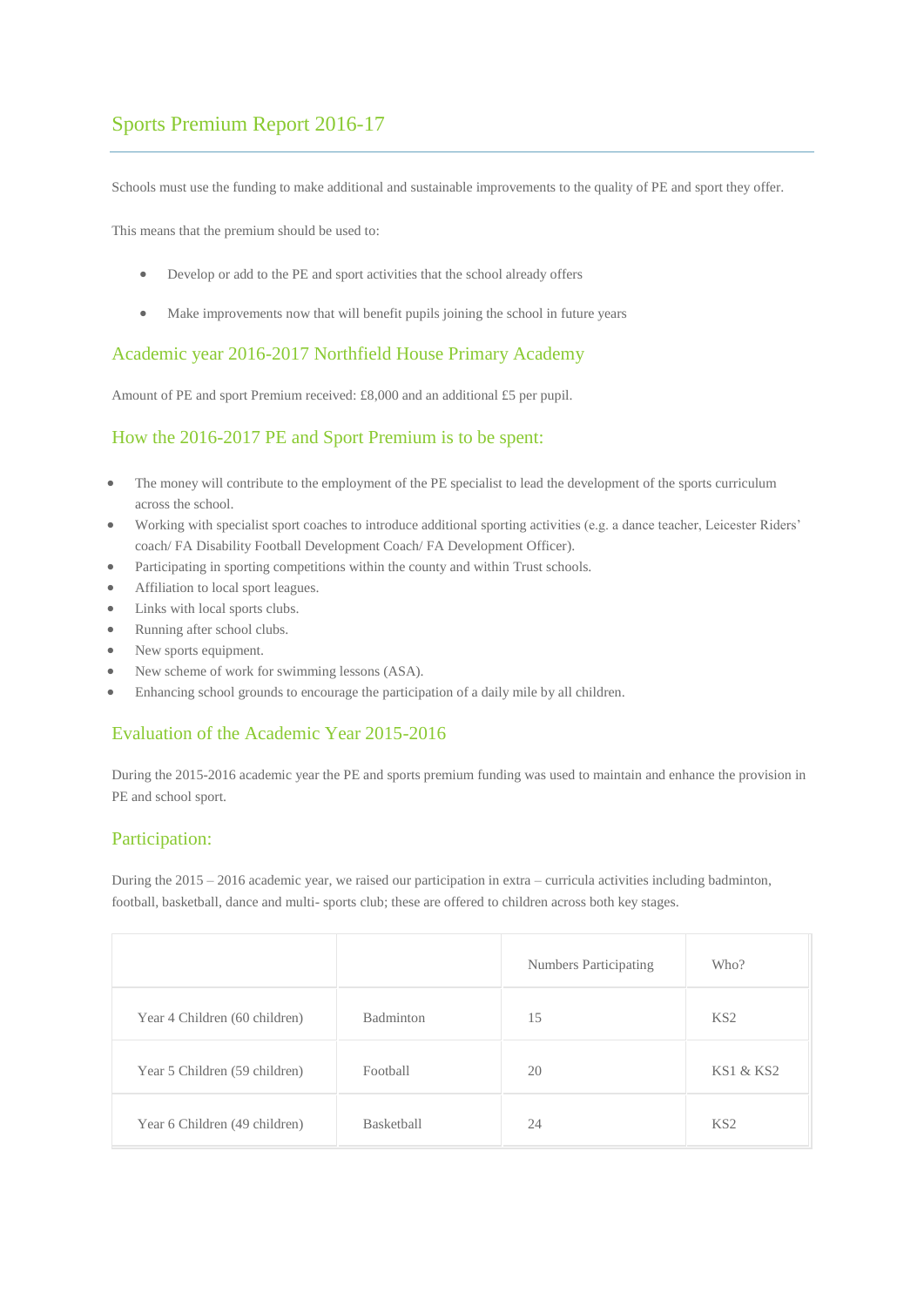# Sports Premium Report 2016-17

Schools must use the funding to make additional and sustainable improvements to the quality of PE and sport they offer.

This means that the premium should be used to:

- Develop or add to the PE and sport activities that the school already offers
- Make improvements now that will benefit pupils joining the school in future years

## Academic year 2016-2017 Northfield House Primary Academy

Amount of PE and sport Premium received: £8,000 and an additional £5 per pupil.

## How the 2016-2017 PE and Sport Premium is to be spent:

- The money will contribute to the employment of the PE specialist to lead the development of the sports curriculum across the school.
- Working with specialist sport coaches to introduce additional sporting activities (e.g. a dance teacher, Leicester Riders' coach/ FA Disability Football Development Coach/ FA Development Officer).
- Participating in sporting competitions within the county and within Trust schools.
- Affiliation to local sport leagues.
- Links with local sports clubs.
- Running after school clubs.
- New sports equipment.
- New scheme of work for swimming lessons (ASA).
- Enhancing school grounds to encourage the participation of a daily mile by all children.

## Evaluation of the Academic Year 2015-2016

During the 2015-2016 academic year the PE and sports premium funding was used to maintain and enhance the provision in PE and school sport.

## Participation:

During the 2015 – 2016 academic year, we raised our participation in extra – curricula activities including badminton, football, basketball, dance and multi- sports club; these are offered to children across both key stages.

| | | Numbers Participating | Who? |
|---|---|---|---|
| Year 4 Children (60 children) | Badminton | 15 | KS2 |
| Year 5 Children (59 children) | Football | 20 | KS1 & KS2 |
| Year 6 Children (49 children) | Basketball | 24 | KS2 |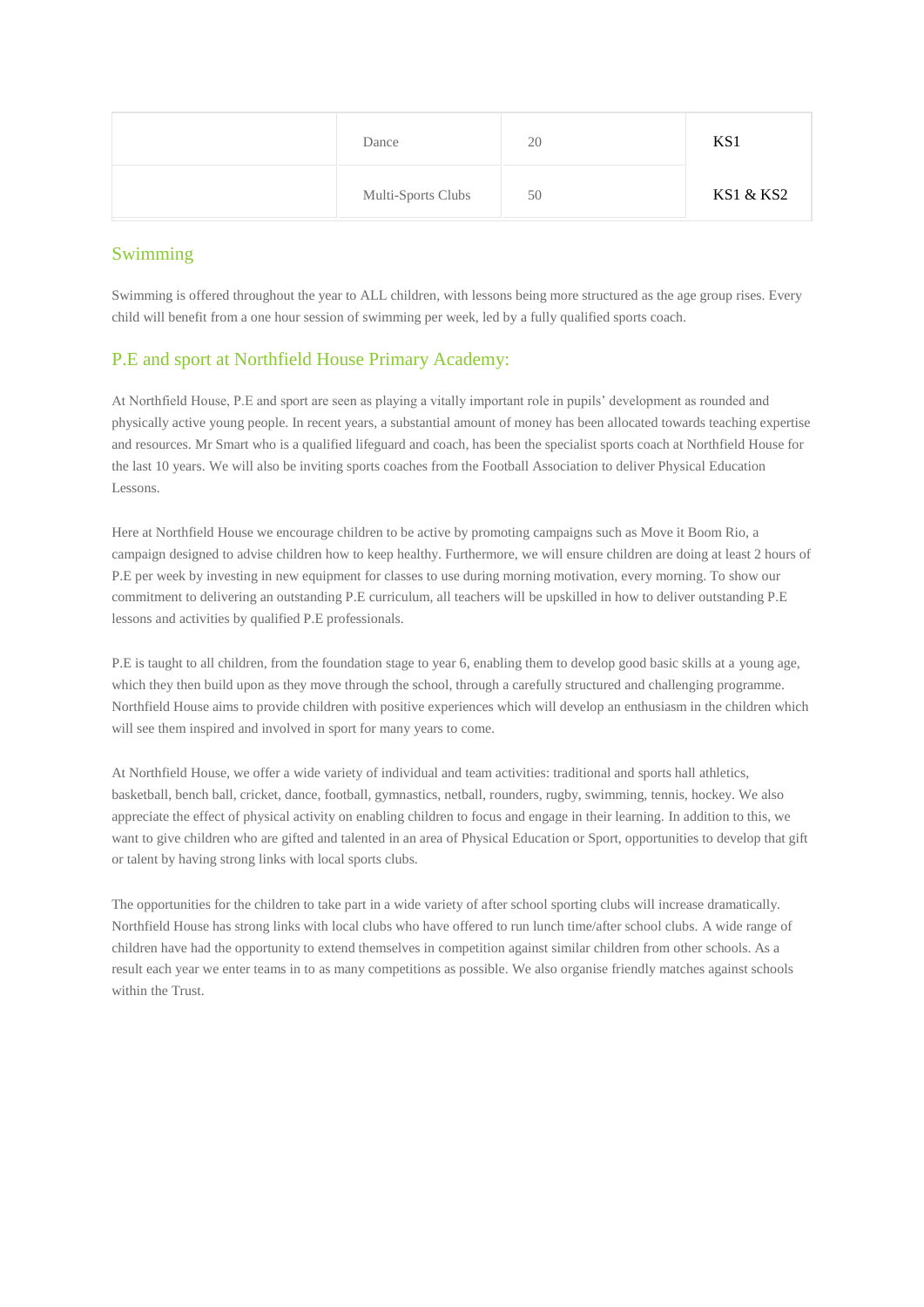| | | | |
|---|---|---|---|
| | Dance | 20 | KS1 |
| | Multi-Sports Clubs | 50 | KS1 & KS2 |

## Swimming

Swimming is offered throughout the year to ALL children, with lessons being more structured as the age group rises. Every child will benefit from a one hour session of swimming per week, led by a fully qualified sports coach.

## P.E and sport at Northfield House Primary Academy:

At Northfield House, P.E and sport are seen as playing a vitally important role in pupils' development as rounded and physically active young people. In recent years, a substantial amount of money has been allocated towards teaching expertise and resources. Mr Smart who is a qualified lifeguard and coach, has been the specialist sports coach at Northfield House for the last 10 years. We will also be inviting sports coaches from the Football Association to deliver Physical Education Lessons.

Here at Northfield House we encourage children to be active by promoting campaigns such as Move it Boom Rio, a campaign designed to advise children how to keep healthy. Furthermore, we will ensure children are doing at least 2 hours of P.E per week by investing in new equipment for classes to use during morning motivation, every morning. To show our commitment to delivering an outstanding P.E curriculum, all teachers will be upskilled in how to deliver outstanding P.E lessons and activities by qualified P.E professionals.

P.E is taught to all children, from the foundation stage to year 6, enabling them to develop good basic skills at a young age, which they then build upon as they move through the school, through a carefully structured and challenging programme. Northfield House aims to provide children with positive experiences which will develop an enthusiasm in the children which will see them inspired and involved in sport for many years to come.

At Northfield House, we offer a wide variety of individual and team activities: traditional and sports hall athletics, basketball, bench ball, cricket, dance, football, gymnastics, netball, rounders, rugby, swimming, tennis, hockey. We also appreciate the effect of physical activity on enabling children to focus and engage in their learning. In addition to this, we want to give children who are gifted and talented in an area of Physical Education or Sport, opportunities to develop that gift or talent by having strong links with local sports clubs.

The opportunities for the children to take part in a wide variety of after school sporting clubs will increase dramatically. Northfield House has strong links with local clubs who have offered to run lunch time/after school clubs. A wide range of children have had the opportunity to extend themselves in competition against similar children from other schools. As a result each year we enter teams in to as many competitions as possible. We also organise friendly matches against schools within the Trust.